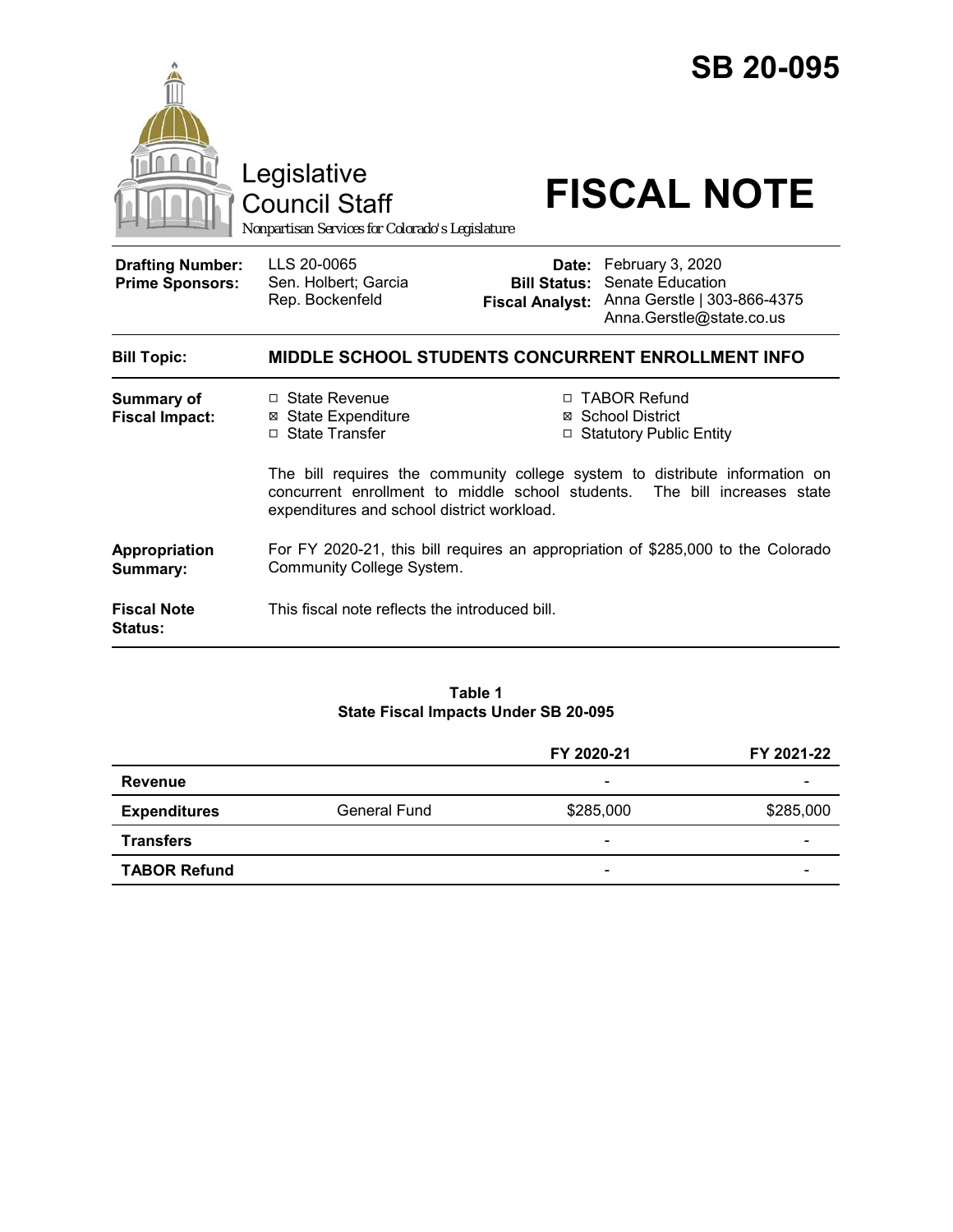# SB 20-095

Legislative Council Staff

*Nonpartisan Services for Colorado's Legislature*

# FISCAL NOTE

| | | | |
|---|---|---|---|
| **Drafting Number:** | LLS 20-0065 | **Date:** | February 3, 2020 |
| **Prime Sponsors:** | Sen. Holbert; Garcia<br>Rep. Bockenfeld | **Bill Status:** | Senate Education |
| | | **Fiscal Analyst:** | Anna Gerstle \| 303-866-4375<br>Anna.Gerstle@state.co.us |

**Bill Topic:** **MIDDLE SCHOOL STUDENTS CONCURRENT ENROLLMENT INFO**

**Summary of Fiscal Impact:**

- ☐ State Revenue
- ☒ State Expenditure
- ☐ State Transfer
- ☐ TABOR Refund
- ☒ School District
- ☐ Statutory Public Entity

The bill requires the community college system to distribute information on concurrent enrollment to middle school students. The bill increases state expenditures and school district workload.

**Appropriation Summary:** For FY 2020-21, this bill requires an appropriation of $285,000 to the Colorado Community College System.

**Fiscal Note Status:** This fiscal note reflects the introduced bill.

**Table 1**
**State Fiscal Impacts Under SB 20-095**

| | | FY 2020-21 | FY 2021-22 |
|---|---|---|---|
| **Revenue** | | - | - |
| **Expenditures** | General Fund | $285,000 | $285,000 |
| **Transfers** | | - | - |
| **TABOR Refund** | | - | - |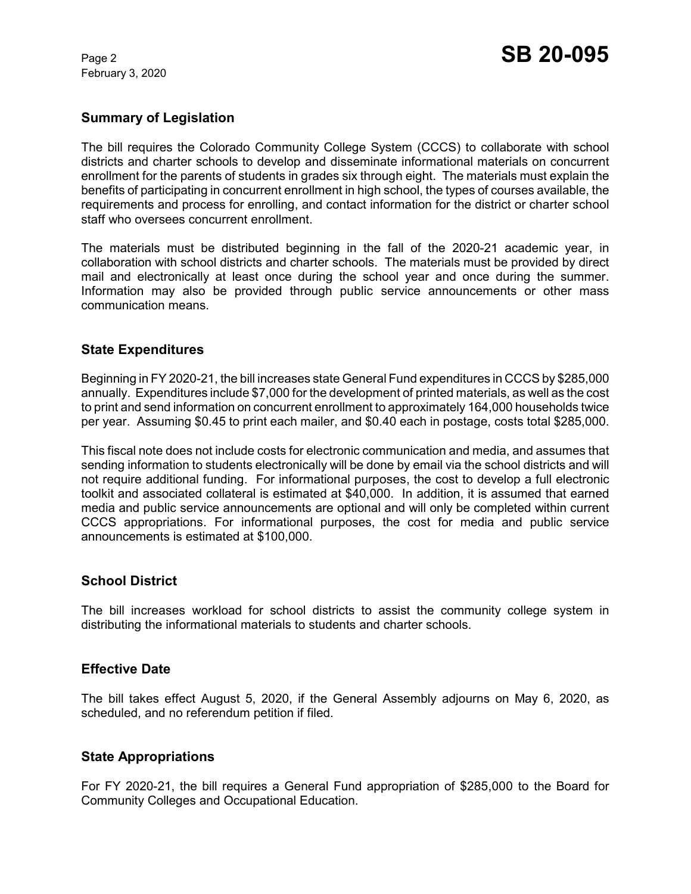## Summary of Legislation

The bill requires the Colorado Community College System (CCCS) to collaborate with school districts and charter schools to develop and disseminate informational materials on concurrent enrollment for the parents of students in grades six through eight. The materials must explain the benefits of participating in concurrent enrollment in high school, the types of courses available, the requirements and process for enrolling, and contact information for the district or charter school staff who oversees concurrent enrollment.

The materials must be distributed beginning in the fall of the 2020-21 academic year, in collaboration with school districts and charter schools. The materials must be provided by direct mail and electronically at least once during the school year and once during the summer. Information may also be provided through public service announcements or other mass communication means.

## State Expenditures

Beginning in FY 2020-21, the bill increases state General Fund expenditures in CCCS by $285,000 annually. Expenditures include $7,000 for the development of printed materials, as well as the cost to print and send information on concurrent enrollment to approximately 164,000 households twice per year. Assuming $0.45 to print each mailer, and $0.40 each in postage, costs total $285,000.

This fiscal note does not include costs for electronic communication and media, and assumes that sending information to students electronically will be done by email via the school districts and will not require additional funding. For informational purposes, the cost to develop a full electronic toolkit and associated collateral is estimated at $40,000. In addition, it is assumed that earned media and public service announcements are optional and will only be completed within current CCCS appropriations. For informational purposes, the cost for media and public service announcements is estimated at $100,000.

## School District

The bill increases workload for school districts to assist the community college system in distributing the informational materials to students and charter schools.

## Effective Date

The bill takes effect August 5, 2020, if the General Assembly adjourns on May 6, 2020, as scheduled, and no referendum petition if filed.

## State Appropriations

For FY 2020-21, the bill requires a General Fund appropriation of $285,000 to the Board for Community Colleges and Occupational Education.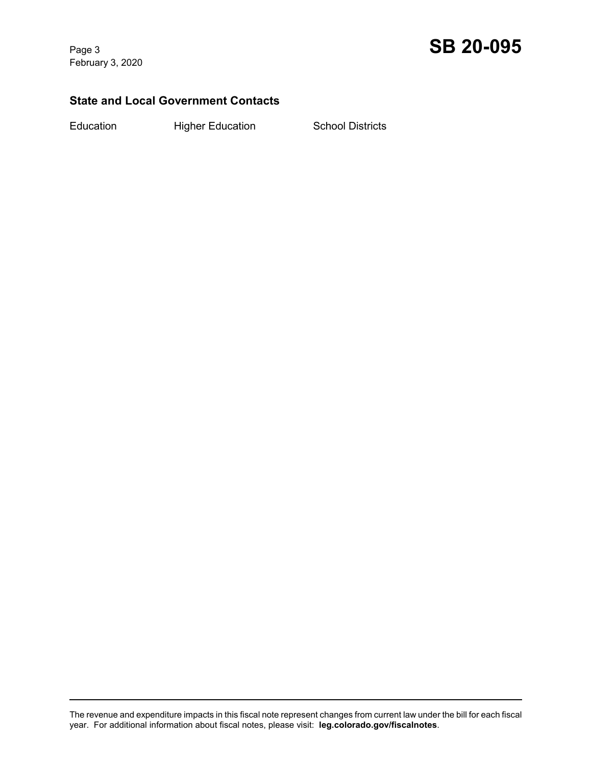### State and Local Government Contacts

| | | |
|---|---|---|
| Education | Higher Education | School Districts |

The revenue and expenditure impacts in this fiscal note represent changes from current law under the bill for each fiscal year. For additional information about fiscal notes, please visit: **leg.colorado.gov/fiscalnotes**.